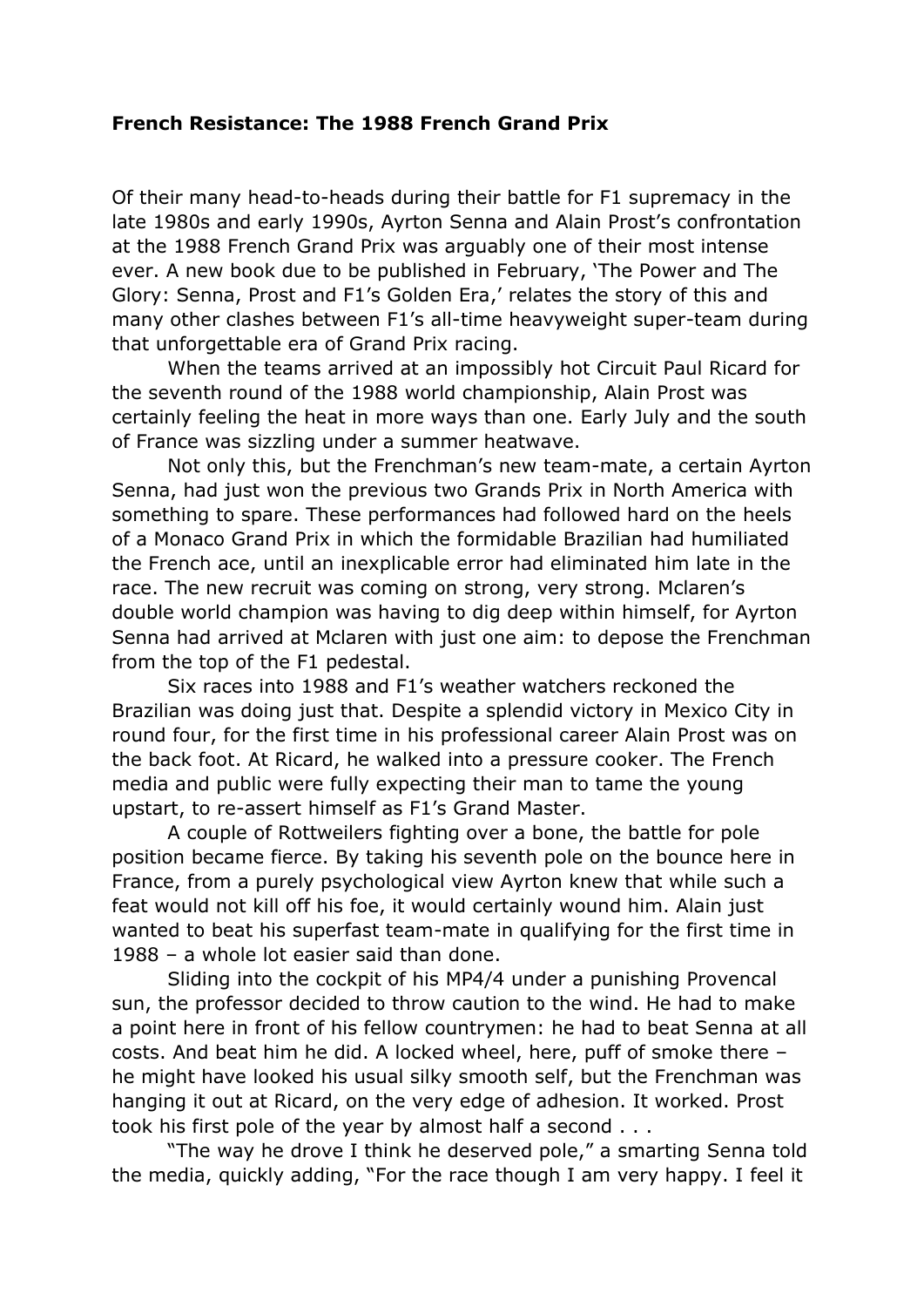**French Resistance: The 1988 French Grand Prix**

Of their many head-to-heads during their battle for F1 supremacy in the late 1980s and early 1990s, Ayrton Senna and Alain Prost's confrontation at the 1988 French Grand Prix was arguably one of their most intense ever. A new book due to be published in February, 'The Power and The Glory: Senna, Prost and F1's Golden Era,' relates the story of this and many other clashes between F1's all-time heavyweight super-team during that unforgettable era of Grand Prix racing.

When the teams arrived at an impossibly hot Circuit Paul Ricard for the seventh round of the 1988 world championship, Alain Prost was certainly feeling the heat in more ways than one. Early July and the south of France was sizzling under a summer heatwave.

Not only this, but the Frenchman's new team-mate, a certain Ayrton Senna, had just won the previous two Grands Prix in North America with something to spare. These performances had followed hard on the heels of a Monaco Grand Prix in which the formidable Brazilian had humiliated the French ace, until an inexplicable error had eliminated him late in the race. The new recruit was coming on strong, very strong. Mclaren's double world champion was having to dig deep within himself, for Ayrton Senna had arrived at Mclaren with just one aim: to depose the Frenchman from the top of the F1 pedestal.

Six races into 1988 and F1's weather watchers reckoned the Brazilian was doing just that. Despite a splendid victory in Mexico City in round four, for the first time in his professional career Alain Prost was on the back foot. At Ricard, he walked into a pressure cooker. The French media and public were fully expecting their man to tame the young upstart, to re-assert himself as F1's Grand Master.

A couple of Rottweilers fighting over a bone, the battle for pole position became fierce. By taking his seventh pole on the bounce here in France, from a purely psychological view Ayrton knew that while such a feat would not kill off his foe, it would certainly wound him. Alain just wanted to beat his superfast team-mate in qualifying for the first time in 1988 – a whole lot easier said than done.

Sliding into the cockpit of his MP4/4 under a punishing Provencal sun, the professor decided to throw caution to the wind. He had to make a point here in front of his fellow countrymen: he had to beat Senna at all costs. And beat him he did. A locked wheel, here, puff of smoke there – he might have looked his usual silky smooth self, but the Frenchman was hanging it out at Ricard, on the very edge of adhesion. It worked. Prost took his first pole of the year by almost half a second . . .

"The way he drove I think he deserved pole," a smarting Senna told the media, quickly adding, "For the race though I am very happy. I feel it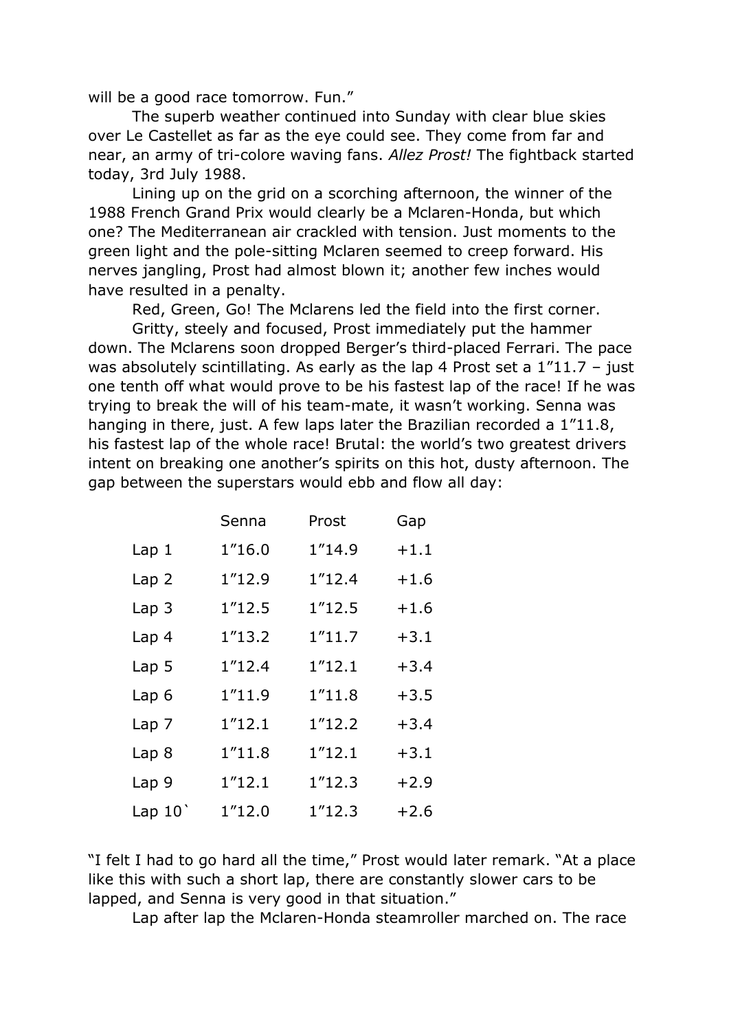will be a good race tomorrow. Fun."

The superb weather continued into Sunday with clear blue skies over Le Castellet as far as the eye could see. They come from far and near, an army of tri-colore waving fans. *Allez Prost!* The fightback started today, 3rd July 1988.

Lining up on the grid on a scorching afternoon, the winner of the 1988 French Grand Prix would clearly be a Mclaren-Honda, but which one? The Mediterranean air crackled with tension. Just moments to the green light and the pole-sitting Mclaren seemed to creep forward. His nerves jangling, Prost had almost blown it; another few inches would have resulted in a penalty.

Red, Green, Go! The Mclarens led the field into the first corner.

Gritty, steely and focused, Prost immediately put the hammer down. The Mclarens soon dropped Berger's third-placed Ferrari. The pace was absolutely scintillating. As early as the lap 4 Prost set a 1"11.7 – just one tenth off what would prove to be his fastest lap of the race! If he was trying to break the will of his team-mate, it wasn't working. Senna was hanging in there, just. A few laps later the Brazilian recorded a 1"11.8, his fastest lap of the whole race! Brutal: the world's two greatest drivers intent on breaking one another's spirits on this hot, dusty afternoon. The gap between the superstars would ebb and flow all day:

| | Senna | Prost | Gap |
|---|---|---|---|
| Lap 1 | 1"16.0 | 1"14.9 | +1.1 |
| Lap 2 | 1"12.9 | 1"12.4 | +1.6 |
| Lap 3 | 1"12.5 | 1"12.5 | +1.6 |
| Lap 4 | 1"13.2 | 1"11.7 | +3.1 |
| Lap 5 | 1"12.4 | 1"12.1 | +3.4 |
| Lap 6 | 1"11.9 | 1"11.8 | +3.5 |
| Lap 7 | 1"12.1 | 1"12.2 | +3.4 |
| Lap 8 | 1"11.8 | 1"12.1 | +3.1 |
| Lap 9 | 1"12.1 | 1"12.3 | +2.9 |
| Lap 10` | 1"12.0 | 1"12.3 | +2.6 |

"I felt I had to go hard all the time," Prost would later remark. "At a place like this with such a short lap, there are constantly slower cars to be lapped, and Senna is very good in that situation."

Lap after lap the Mclaren-Honda steamroller marched on. The race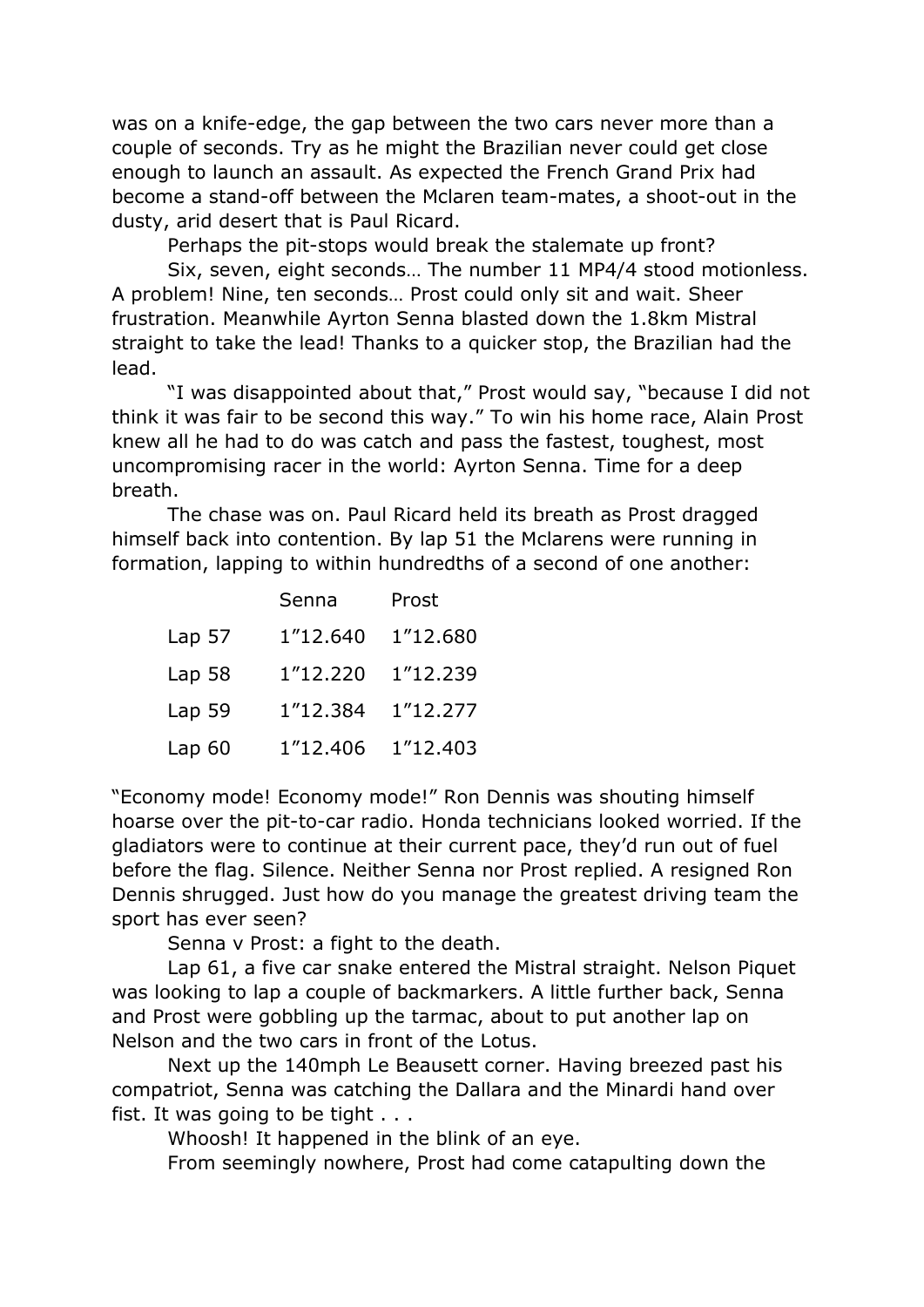was on a knife-edge, the gap between the two cars never more than a couple of seconds. Try as he might the Brazilian never could get close enough to launch an assault. As expected the French Grand Prix had become a stand-off between the Mclaren team-mates, a shoot-out in the dusty, arid desert that is Paul Ricard.

Perhaps the pit-stops would break the stalemate up front?

Six, seven, eight seconds… The number 11 MP4/4 stood motionless. A problem! Nine, ten seconds… Prost could only sit and wait. Sheer frustration. Meanwhile Ayrton Senna blasted down the 1.8km Mistral straight to take the lead! Thanks to a quicker stop, the Brazilian had the lead.

"I was disappointed about that," Prost would say, "because I did not think it was fair to be second this way." To win his home race, Alain Prost knew all he had to do was catch and pass the fastest, toughest, most uncompromising racer in the world: Ayrton Senna. Time for a deep breath.

The chase was on. Paul Ricard held its breath as Prost dragged himself back into contention. By lap 51 the Mclarens were running in formation, lapping to within hundredths of a second of one another:

| | Senna | Prost |
|---|---|---|
| Lap 57 | 1"12.640 | 1"12.680 |
| Lap 58 | 1"12.220 | 1"12.239 |
| Lap 59 | 1"12.384 | 1"12.277 |
| Lap 60 | 1"12.406 | 1"12.403 |

"Economy mode! Economy mode!" Ron Dennis was shouting himself hoarse over the pit-to-car radio. Honda technicians looked worried. If the gladiators were to continue at their current pace, they'd run out of fuel before the flag. Silence. Neither Senna nor Prost replied. A resigned Ron Dennis shrugged. Just how do you manage the greatest driving team the sport has ever seen?

Senna v Prost: a fight to the death.

Lap 61, a five car snake entered the Mistral straight. Nelson Piquet was looking to lap a couple of backmarkers. A little further back, Senna and Prost were gobbling up the tarmac, about to put another lap on Nelson and the two cars in front of the Lotus.

Next up the 140mph Le Beausett corner. Having breezed past his compatriot, Senna was catching the Dallara and the Minardi hand over fist. It was going to be tight . . .

Whoosh! It happened in the blink of an eye.

From seemingly nowhere, Prost had come catapulting down the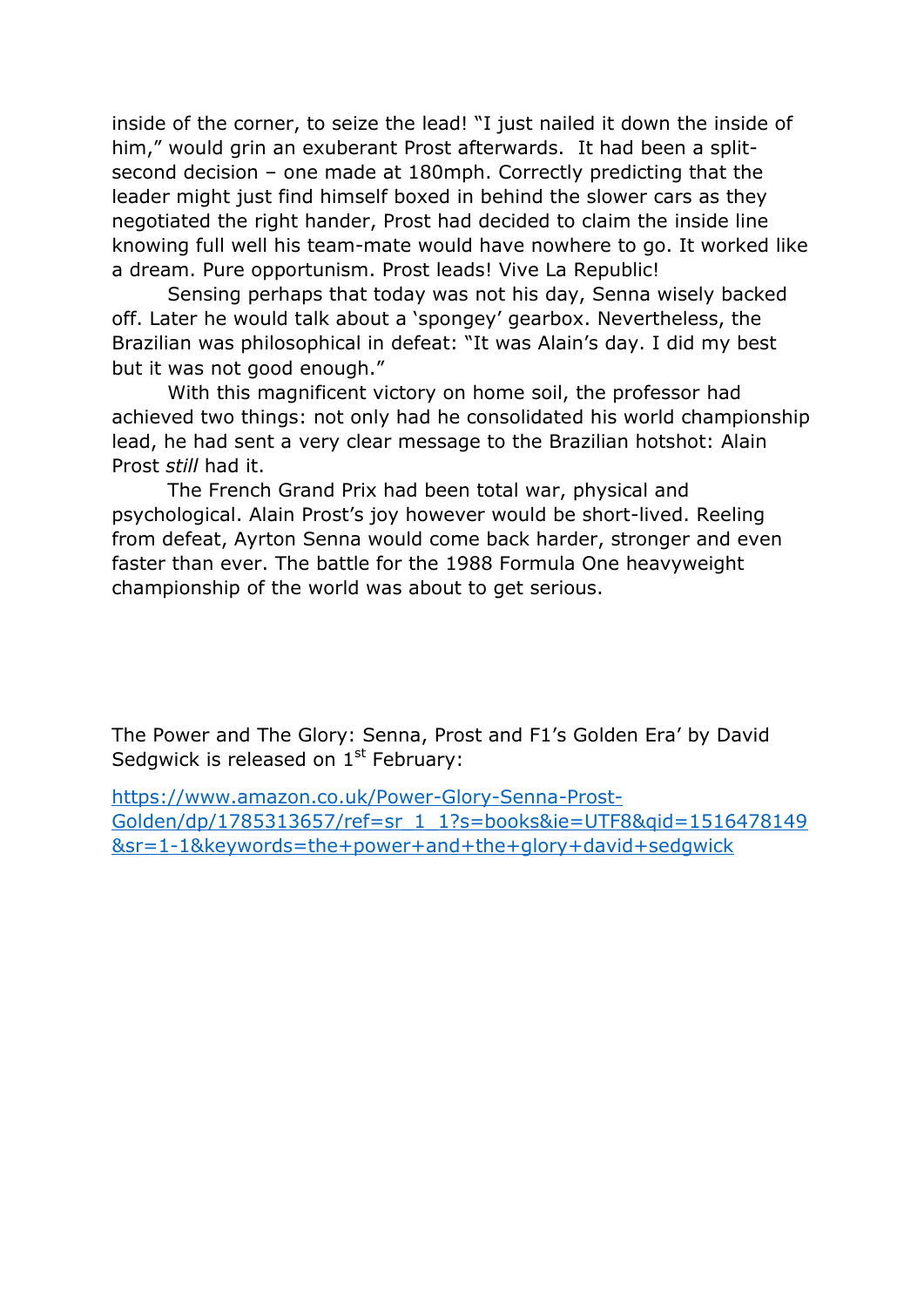inside of the corner, to seize the lead! "I just nailed it down the inside of him," would grin an exuberant Prost afterwards. It had been a split-second decision – one made at 180mph. Correctly predicting that the leader might just find himself boxed in behind the slower cars as they negotiated the right hander, Prost had decided to claim the inside line knowing full well his team-mate would have nowhere to go. It worked like a dream. Pure opportunism. Prost leads! Vive La Republic!

Sensing perhaps that today was not his day, Senna wisely backed off. Later he would talk about a 'spongey' gearbox. Nevertheless, the Brazilian was philosophical in defeat: "It was Alain's day. I did my best but it was not good enough."

With this magnificent victory on home soil, the professor had achieved two things: not only had he consolidated his world championship lead, he had sent a very clear message to the Brazilian hotshot: Alain Prost *still* had it.

The French Grand Prix had been total war, physical and psychological. Alain Prost's joy however would be short-lived. Reeling from defeat, Ayrton Senna would come back harder, stronger and even faster than ever. The battle for the 1988 Formula One heavyweight championship of the world was about to get serious.

The Power and The Glory: Senna, Prost and F1's Golden Era' by David Sedgwick is released on 1st February:

[https://www.amazon.co.uk/Power-Glory-Senna-Prost-Golden/dp/1785313657/ref=sr_1_1?s=books&ie=UTF8&qid=1516478149&sr=1-1&keywords=the+power+and+the+glory+david+sedgwick](https://www.amazon.co.uk/Power-Glory-Senna-Prost-Golden/dp/1785313657/ref=sr_1_1?s=books&ie=UTF8&qid=1516478149&sr=1-1&keywords=the+power+and+the+glory+david+sedgwick)